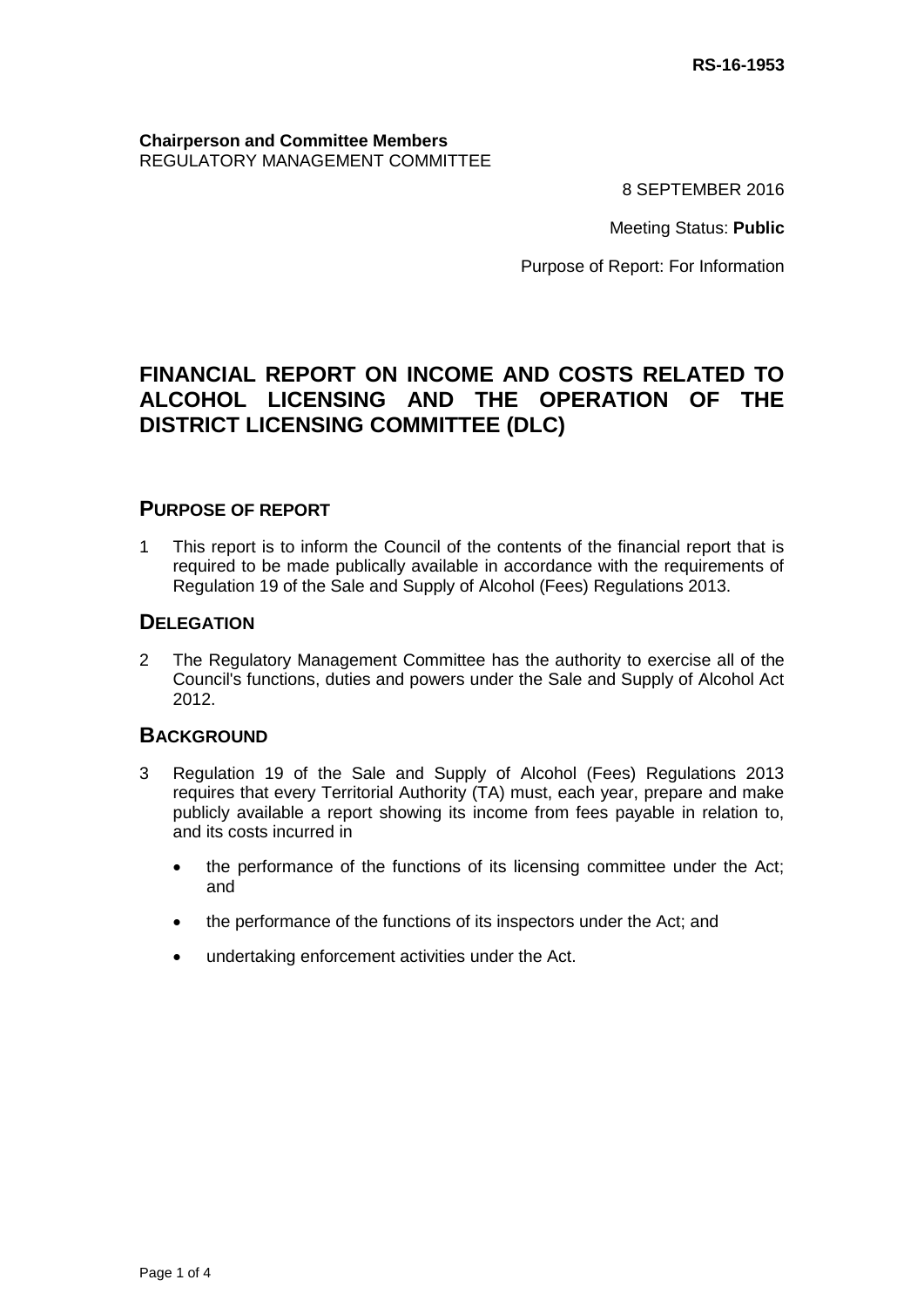RS-16-1953

**Chairperson and Committee Members**
REGULATORY MANAGEMENT COMMITTEE

8 SEPTEMBER 2016

Meeting Status: **Public**

Purpose of Report: For Information

# FINANCIAL REPORT ON INCOME AND COSTS RELATED TO ALCOHOL LICENSING AND THE OPERATION OF THE DISTRICT LICENSING COMMITTEE (DLC)

## PURPOSE OF REPORT

1 This report is to inform the Council of the contents of the financial report that is required to be made publically available in accordance with the requirements of Regulation 19 of the Sale and Supply of Alcohol (Fees) Regulations 2013.

## DELEGATION

2 The Regulatory Management Committee has the authority to exercise all of the Council's functions, duties and powers under the Sale and Supply of Alcohol Act 2012.

## BACKGROUND

3 Regulation 19 of the Sale and Supply of Alcohol (Fees) Regulations 2013 requires that every Territorial Authority (TA) must, each year, prepare and make publicly available a report showing its income from fees payable in relation to, and its costs incurred in

- the performance of the functions of its licensing committee under the Act; and
- the performance of the functions of its inspectors under the Act; and
- undertaking enforcement activities under the Act.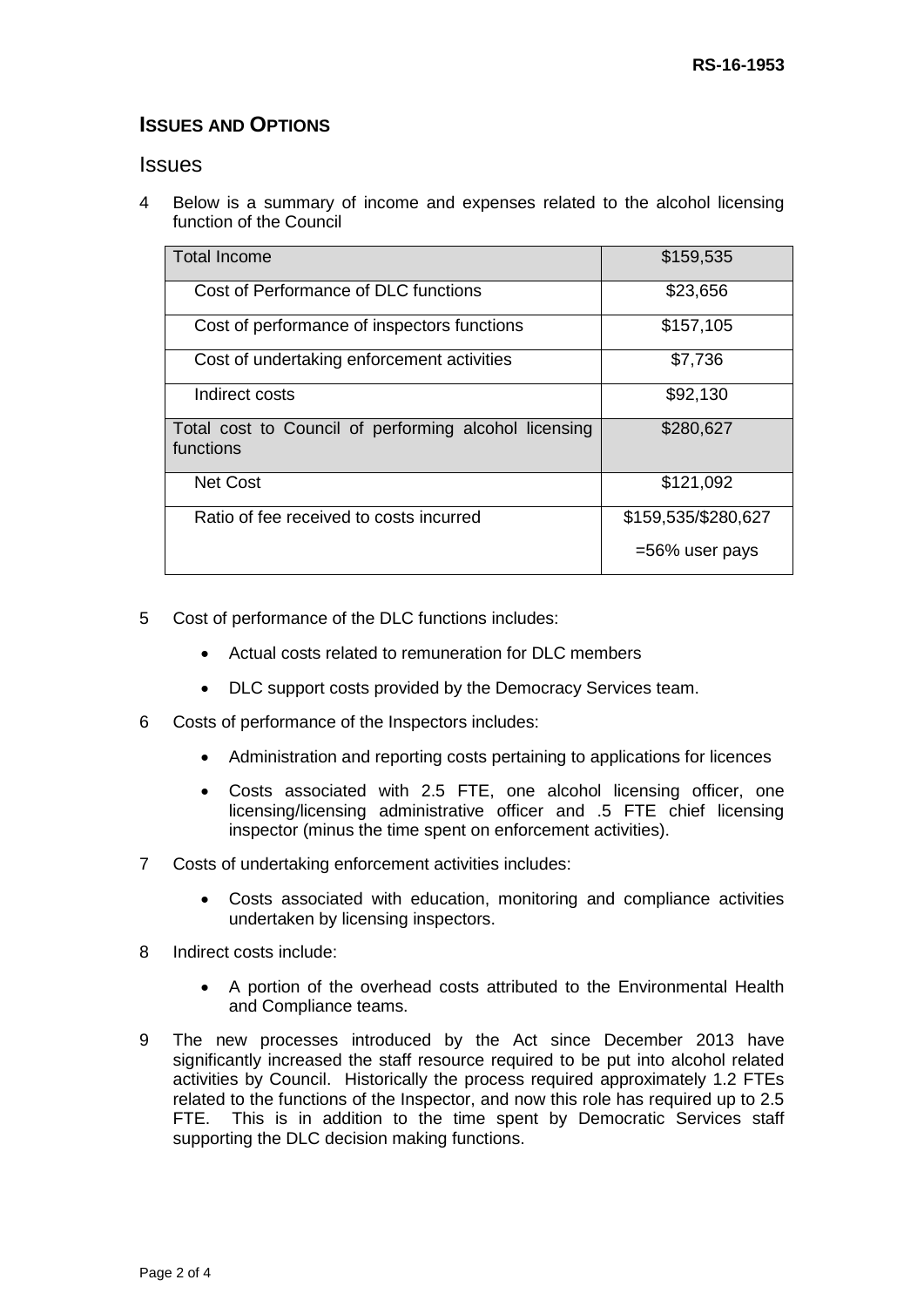## ISSUES AND OPTIONS

### Issues

4 Below is a summary of income and expenses related to the alcohol licensing function of the Council

| Total Income | $159,535 |
|---|---|
| Cost of Performance of DLC functions | $23,656 |
| Cost of performance of inspectors functions | $157,105 |
| Cost of undertaking enforcement activities | $7,736 |
| Indirect costs | $92,130 |
| Total cost to Council of performing alcohol licensing functions | $280,627 |
| Net Cost | $121,092 |
| Ratio of fee received to costs incurred | $159,535/$280,627 =56% user pays |

5 Cost of performance of the DLC functions includes:

- Actual costs related to remuneration for DLC members
- DLC support costs provided by the Democracy Services team.

6 Costs of performance of the Inspectors includes:

- Administration and reporting costs pertaining to applications for licences
- Costs associated with 2.5 FTE, one alcohol licensing officer, one licensing/licensing administrative officer and .5 FTE chief licensing inspector (minus the time spent on enforcement activities).

7 Costs of undertaking enforcement activities includes:

- Costs associated with education, monitoring and compliance activities undertaken by licensing inspectors.

8 Indirect costs include:

- A portion of the overhead costs attributed to the Environmental Health and Compliance teams.

9 The new processes introduced by the Act since December 2013 have significantly increased the staff resource required to be put into alcohol related activities by Council. Historically the process required approximately 1.2 FTEs related to the functions of the Inspector, and now this role has required up to 2.5 FTE. This is in addition to the time spent by Democratic Services staff supporting the DLC decision making functions.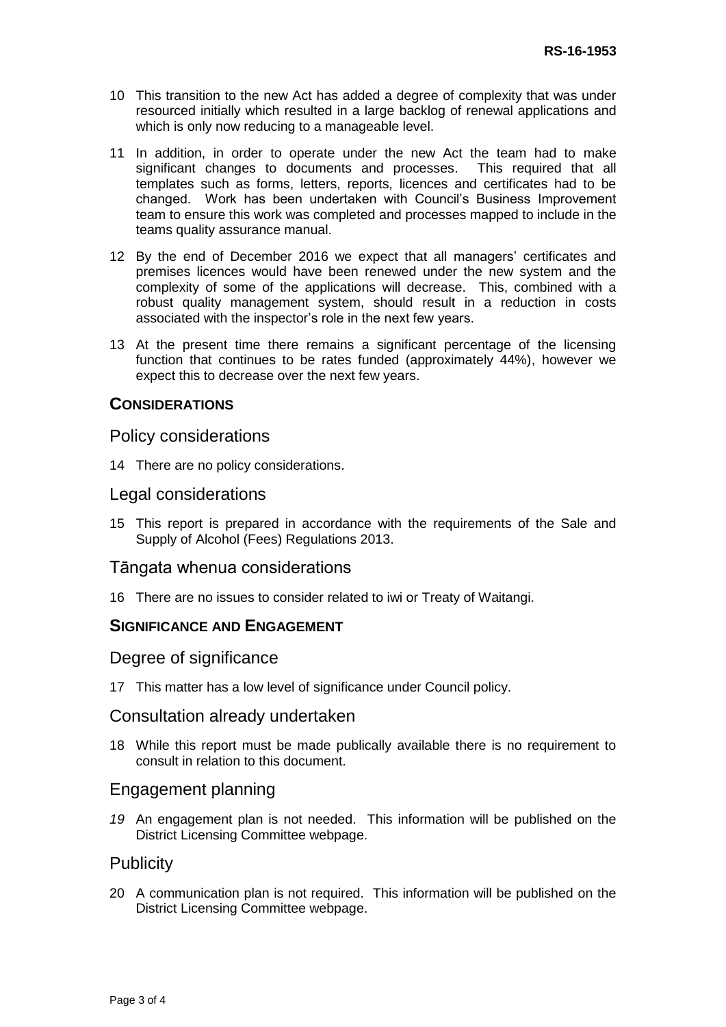10 This transition to the new Act has added a degree of complexity that was under resourced initially which resulted in a large backlog of renewal applications and which is only now reducing to a manageable level.

11 In addition, in order to operate under the new Act the team had to make significant changes to documents and processes. This required that all templates such as forms, letters, reports, licences and certificates had to be changed. Work has been undertaken with Council's Business Improvement team to ensure this work was completed and processes mapped to include in the teams quality assurance manual.

12 By the end of December 2016 we expect that all managers' certificates and premises licences would have been renewed under the new system and the complexity of some of the applications will decrease. This, combined with a robust quality management system, should result in a reduction in costs associated with the inspector's role in the next few years.

13 At the present time there remains a significant percentage of the licensing function that continues to be rates funded (approximately 44%), however we expect this to decrease over the next few years.

## CONSIDERATIONS

### Policy considerations

14 There are no policy considerations.

### Legal considerations

15 This report is prepared in accordance with the requirements of the Sale and Supply of Alcohol (Fees) Regulations 2013.

### Tāngata whenua considerations

16 There are no issues to consider related to iwi or Treaty of Waitangi.

## SIGNIFICANCE AND ENGAGEMENT

### Degree of significance

17 This matter has a low level of significance under Council policy.

### Consultation already undertaken

18 While this report must be made publically available there is no requirement to consult in relation to this document.

### Engagement planning

*19* An engagement plan is not needed. This information will be published on the District Licensing Committee webpage.

### Publicity

20 A communication plan is not required. This information will be published on the District Licensing Committee webpage.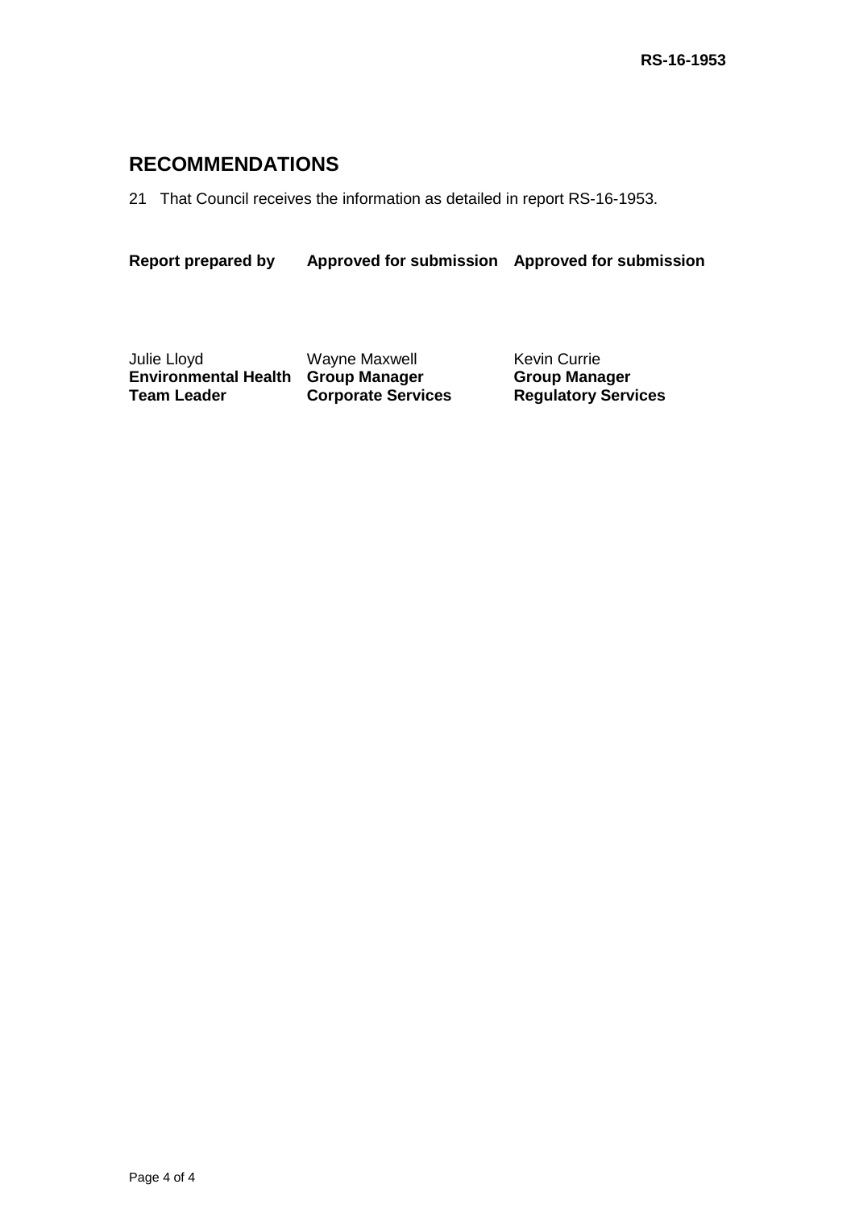## RECOMMENDATIONS

21 That Council receives the information as detailed in report RS-16-1953.

| Report prepared by | Approved for submission | Approved for submission |
|---|---|---|
| Julie Lloyd<br>**Environmental Health Team Leader** | Wayne Maxwell<br>**Group Manager Corporate Services** | Kevin Currie<br>**Group Manager Regulatory Services** |